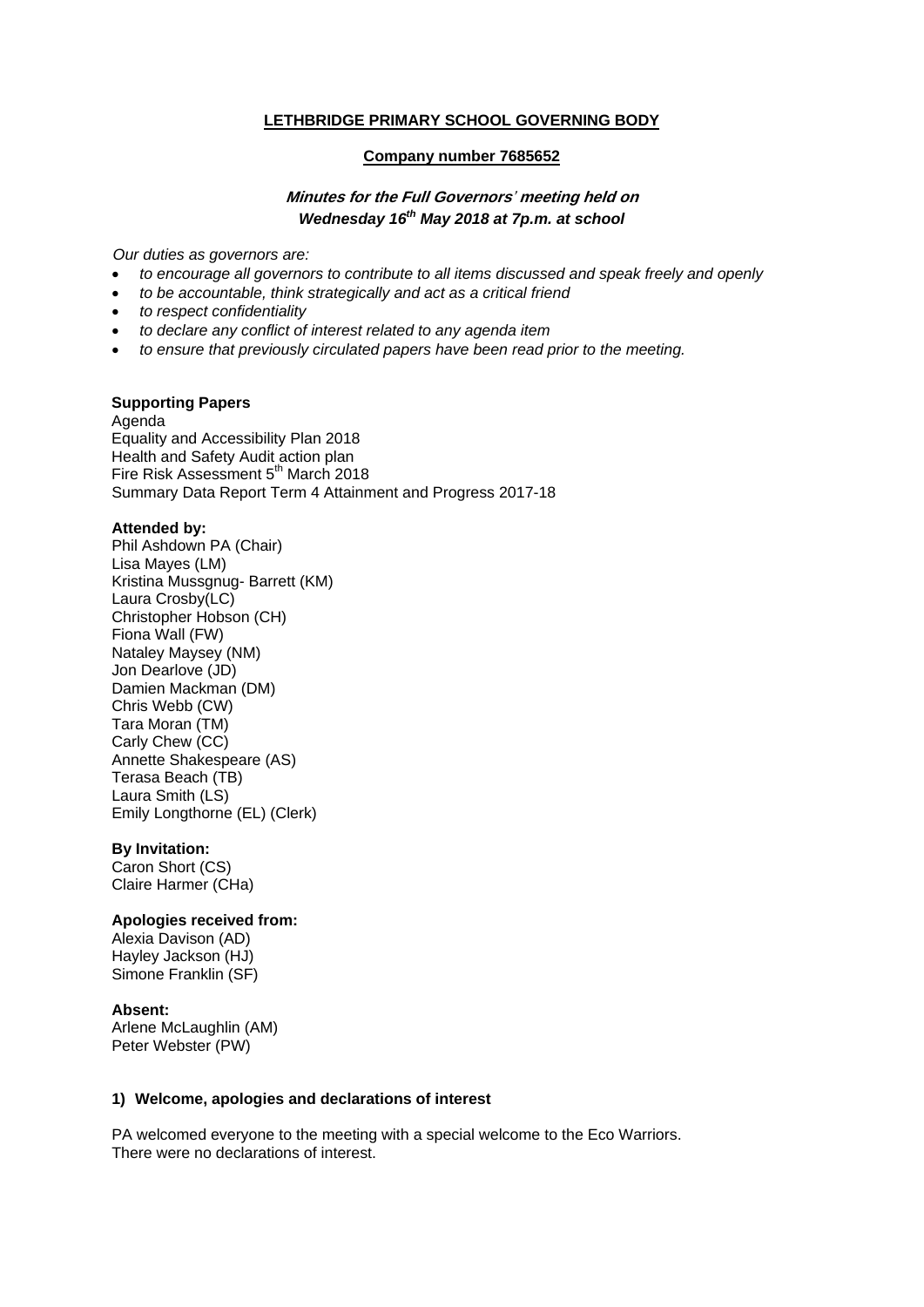**LETHBRIDGE PRIMARY SCHOOL GOVERNING BODY**

**Company number 7685652**

***Minutes for the Full Governors' meeting held on Wednesday 16th May 2018 at 7p.m. at school***

*Our duties as governors are:*

- *to encourage all governors to contribute to all items discussed and speak freely and openly*
- *to be accountable, think strategically and act as a critical friend*
- *to respect confidentiality*
- *to declare any conflict of interest related to any agenda item*
- *to ensure that previously circulated papers have been read prior to the meeting.*

**Supporting Papers**

Agenda
Equality and Accessibility Plan 2018
Health and Safety Audit action plan
Fire Risk Assessment 5th March 2018
Summary Data Report Term 4 Attainment and Progress 2017-18

**Attended by:**

Phil Ashdown PA (Chair)
Lisa Mayes (LM)
Kristina Mussgnug- Barrett (KM)
Laura Crosby(LC)
Christopher Hobson (CH)
Fiona Wall (FW)
Nataley Maysey (NM)
Jon Dearlove (JD)
Damien Mackman (DM)
Chris Webb (CW)
Tara Moran (TM)
Carly Chew (CC)
Annette Shakespeare (AS)
Terasa Beach (TB)
Laura Smith (LS)
Emily Longthorne (EL) (Clerk)

**By Invitation:**

Caron Short (CS)
Claire Harmer (CHa)

**Apologies received from:**

Alexia Davison (AD)
Hayley Jackson (HJ)
Simone Franklin (SF)

**Absent:**

Arlene McLaughlin (AM)
Peter Webster (PW)

**1) Welcome, apologies and declarations of interest**

PA welcomed everyone to the meeting with a special welcome to the Eco Warriors.
There were no declarations of interest.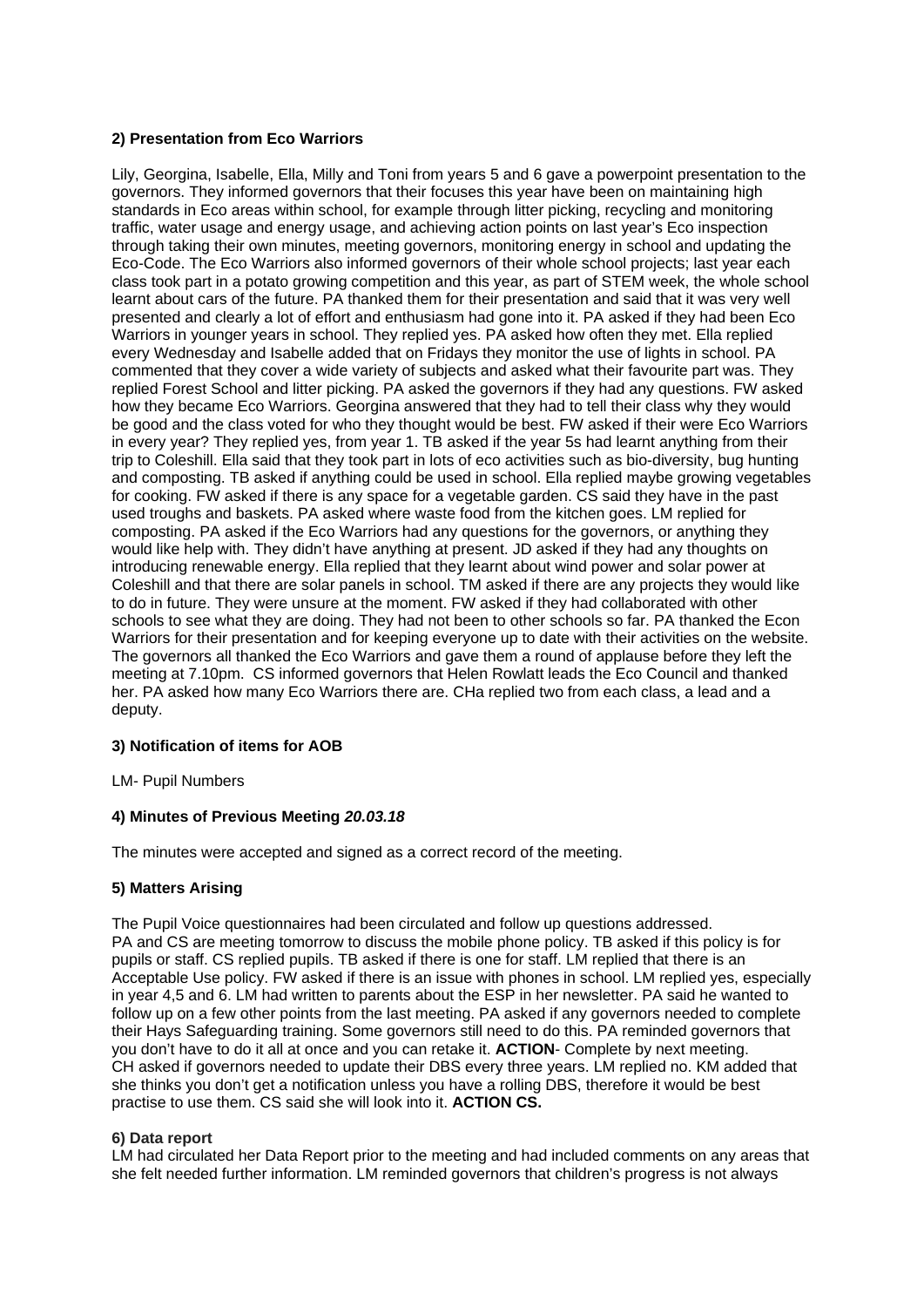### 2) Presentation from Eco Warriors

Lily, Georgina, Isabelle, Ella, Milly and Toni from years 5 and 6 gave a powerpoint presentation to the governors. They informed governors that their focuses this year have been on maintaining high standards in Eco areas within school, for example through litter picking, recycling and monitoring traffic, water usage and energy usage, and achieving action points on last year's Eco inspection through taking their own minutes, meeting governors, monitoring energy in school and updating the Eco-Code. The Eco Warriors also informed governors of their whole school projects; last year each class took part in a potato growing competition and this year, as part of STEM week, the whole school learnt about cars of the future. PA thanked them for their presentation and said that it was very well presented and clearly a lot of effort and enthusiasm had gone into it. PA asked if they had been Eco Warriors in younger years in school. They replied yes. PA asked how often they met. Ella replied every Wednesday and Isabelle added that on Fridays they monitor the use of lights in school. PA commented that they cover a wide variety of subjects and asked what their favourite part was. They replied Forest School and litter picking. PA asked the governors if they had any questions. FW asked how they became Eco Warriors. Georgina answered that they had to tell their class why they would be good and the class voted for who they thought would be best. FW asked if their were Eco Warriors in every year? They replied yes, from year 1. TB asked if the year 5s had learnt anything from their trip to Coleshill. Ella said that they took part in lots of eco activities such as bio-diversity, bug hunting and composting. TB asked if anything could be used in school. Ella replied maybe growing vegetables for cooking. FW asked if there is any space for a vegetable garden. CS said they have in the past used troughs and baskets. PA asked where waste food from the kitchen goes. LM replied for composting. PA asked if the Eco Warriors had any questions for the governors, or anything they would like help with. They didn't have anything at present. JD asked if they had any thoughts on introducing renewable energy. Ella replied that they learnt about wind power and solar power at Coleshill and that there are solar panels in school. TM asked if there are any projects they would like to do in future. They were unsure at the moment. FW asked if they had collaborated with other schools to see what they are doing. They had not been to other schools so far. PA thanked the Econ Warriors for their presentation and for keeping everyone up to date with their activities on the website. The governors all thanked the Eco Warriors and gave them a round of applause before they left the meeting at 7.10pm. CS informed governors that Helen Rowlatt leads the Eco Council and thanked her. PA asked how many Eco Warriors there are. CHa replied two from each class, a lead and a deputy.

### 3) Notification of items for AOB

LM- Pupil Numbers

### 4) Minutes of Previous Meeting *20.03.18*

The minutes were accepted and signed as a correct record of the meeting.

### 5) Matters Arising

The Pupil Voice questionnaires had been circulated and follow up questions addressed.
PA and CS are meeting tomorrow to discuss the mobile phone policy. TB asked if this policy is for pupils or staff. CS replied pupils. TB asked if there is one for staff. LM replied that there is an Acceptable Use policy. FW asked if there is an issue with phones in school. LM replied yes, especially in year 4,5 and 6. LM had written to parents about the ESP in her newsletter. PA said he wanted to follow up on a few other points from the last meeting. PA asked if any governors needed to complete their Hays Safeguarding training. Some governors still need to do this. PA reminded governors that you don't have to do it all at once and you can retake it. **ACTION**- Complete by next meeting.
CH asked if governors needed to update their DBS every three years. LM replied no. KM added that she thinks you don't get a notification unless you have a rolling DBS, therefore it would be best practise to use them. CS said she will look into it. **ACTION CS.**

### 6) Data report

LM had circulated her Data Report prior to the meeting and had included comments on any areas that she felt needed further information. LM reminded governors that children's progress is not always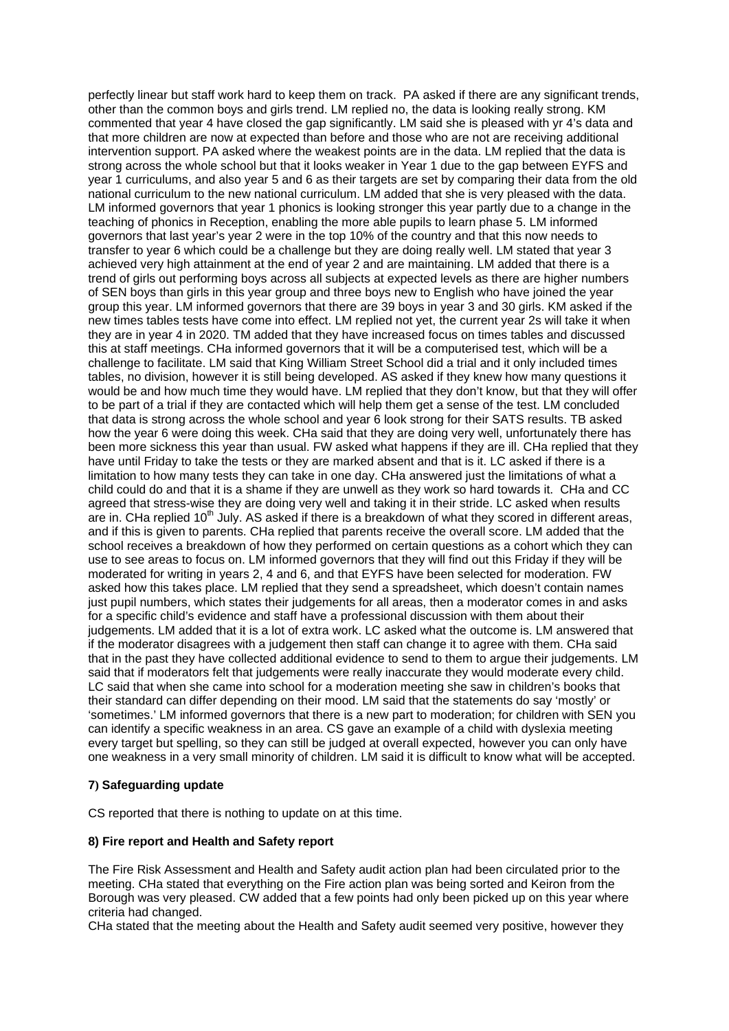perfectly linear but staff work hard to keep them on track. PA asked if there are any significant trends, other than the common boys and girls trend. LM replied no, the data is looking really strong. KM commented that year 4 have closed the gap significantly. LM said she is pleased with yr 4's data and that more children are now at expected than before and those who are not are receiving additional intervention support. PA asked where the weakest points are in the data. LM replied that the data is strong across the whole school but that it looks weaker in Year 1 due to the gap between EYFS and year 1 curriculums, and also year 5 and 6 as their targets are set by comparing their data from the old national curriculum to the new national curriculum. LM added that she is very pleased with the data. LM informed governors that year 1 phonics is looking stronger this year partly due to a change in the teaching of phonics in Reception, enabling the more able pupils to learn phase 5. LM informed governors that last year's year 2 were in the top 10% of the country and that this now needs to transfer to year 6 which could be a challenge but they are doing really well. LM stated that year 3 achieved very high attainment at the end of year 2 and are maintaining. LM added that there is a trend of girls out performing boys across all subjects at expected levels as there are higher numbers of SEN boys than girls in this year group and three boys new to English who have joined the year group this year. LM informed governors that there are 39 boys in year 3 and 30 girls. KM asked if the new times tables tests have come into effect. LM replied not yet, the current year 2s will take it when they are in year 4 in 2020. TM added that they have increased focus on times tables and discussed this at staff meetings. CHa informed governors that it will be a computerised test, which will be a challenge to facilitate. LM said that King William Street School did a trial and it only included times tables, no division, however it is still being developed. AS asked if they knew how many questions it would be and how much time they would have. LM replied that they don't know, but that they will offer to be part of a trial if they are contacted which will help them get a sense of the test. LM concluded that data is strong across the whole school and year 6 look strong for their SATS results. TB asked how the year 6 were doing this week. CHa said that they are doing very well, unfortunately there has been more sickness this year than usual. FW asked what happens if they are ill. CHa replied that they have until Friday to take the tests or they are marked absent and that is it. LC asked if there is a limitation to how many tests they can take in one day. CHa answered just the limitations of what a child could do and that it is a shame if they are unwell as they work so hard towards it. CHa and CC agreed that stress-wise they are doing very well and taking it in their stride. LC asked when results are in. CHa replied 10th July. AS asked if there is a breakdown of what they scored in different areas, and if this is given to parents. CHa replied that parents receive the overall score. LM added that the school receives a breakdown of how they performed on certain questions as a cohort which they can use to see areas to focus on. LM informed governors that they will find out this Friday if they will be moderated for writing in years 2, 4 and 6, and that EYFS have been selected for moderation. FW asked how this takes place. LM replied that they send a spreadsheet, which doesn't contain names just pupil numbers, which states their judgements for all areas, then a moderator comes in and asks for a specific child's evidence and staff have a professional discussion with them about their judgements. LM added that it is a lot of extra work. LC asked what the outcome is. LM answered that if the moderator disagrees with a judgement then staff can change it to agree with them. CHa said that in the past they have collected additional evidence to send to them to argue their judgements. LM said that if moderators felt that judgements were really inaccurate they would moderate every child. LC said that when she came into school for a moderation meeting she saw in children's books that their standard can differ depending on their mood. LM said that the statements do say 'mostly' or 'sometimes.' LM informed governors that there is a new part to moderation; for children with SEN you can identify a specific weakness in an area. CS gave an example of a child with dyslexia meeting every target but spelling, so they can still be judged at overall expected, however you can only have one weakness in a very small minority of children. LM said it is difficult to know what will be accepted.

### 7) Safeguarding update

CS reported that there is nothing to update on at this time.

### 8) Fire report and Health and Safety report

The Fire Risk Assessment and Health and Safety audit action plan had been circulated prior to the meeting. CHa stated that everything on the Fire action plan was being sorted and Keiron from the Borough was very pleased. CW added that a few points had only been picked up on this year where criteria had changed.

CHa stated that the meeting about the Health and Safety audit seemed very positive, however they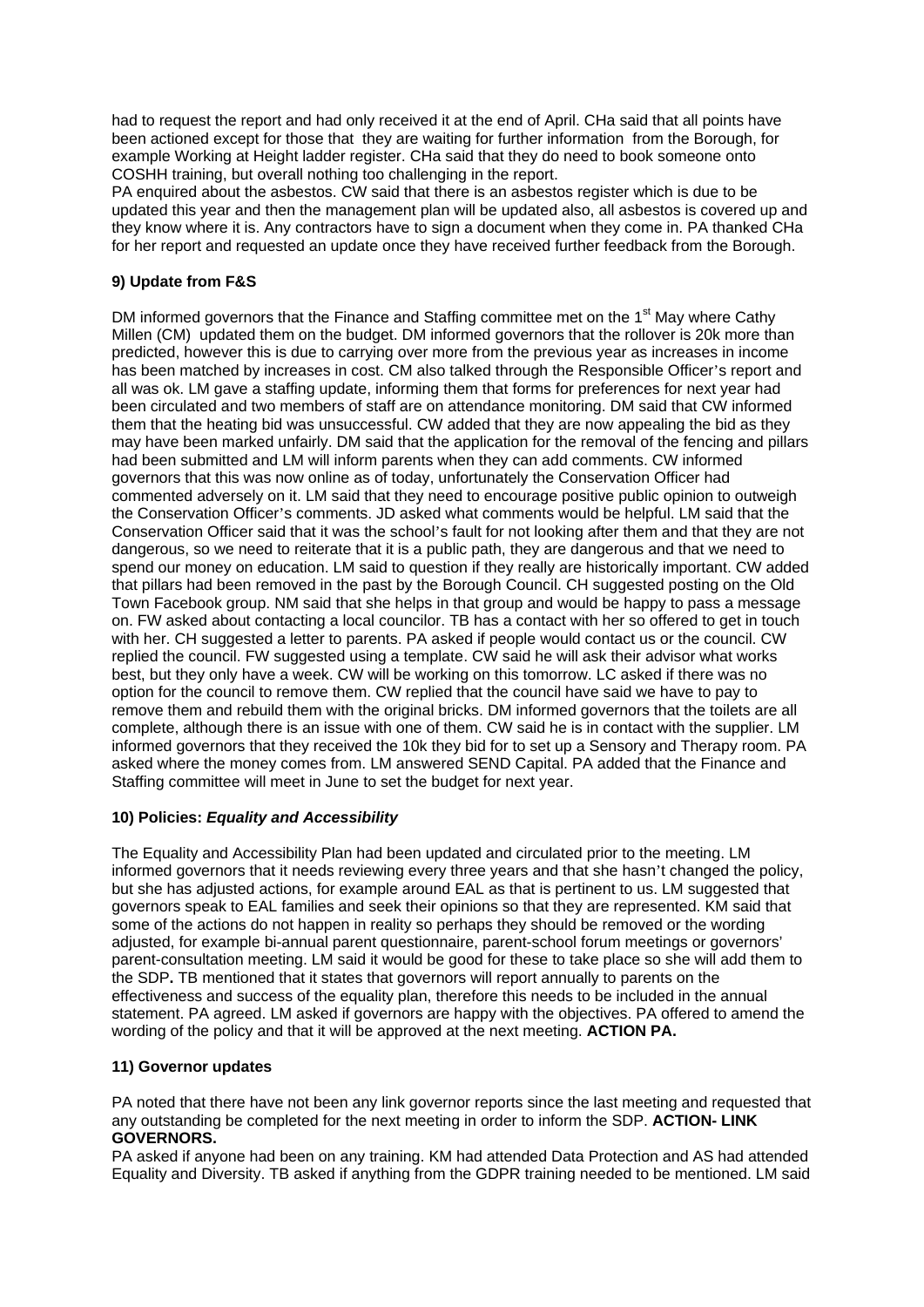had to request the report and had only received it at the end of April. CHa said that all points have been actioned except for those that they are waiting for further information from the Borough, for example Working at Height ladder register. CHa said that they do need to book someone onto COSHH training, but overall nothing too challenging in the report.

PA enquired about the asbestos. CW said that there is an asbestos register which is due to be updated this year and then the management plan will be updated also, all asbestos is covered up and they know where it is. Any contractors have to sign a document when they come in. PA thanked CHa for her report and requested an update once they have received further feedback from the Borough.

### 9) Update from F&S

DM informed governors that the Finance and Staffing committee met on the 1st May where Cathy Millen (CM) updated them on the budget. DM informed governors that the rollover is 20k more than predicted, however this is due to carrying over more from the previous year as increases in income has been matched by increases in cost. CM also talked through the Responsible Officer's report and all was ok. LM gave a staffing update, informing them that forms for preferences for next year had been circulated and two members of staff are on attendance monitoring. DM said that CW informed them that the heating bid was unsuccessful. CW added that they are now appealing the bid as they may have been marked unfairly. DM said that the application for the removal of the fencing and pillars had been submitted and LM will inform parents when they can add comments. CW informed governors that this was now online as of today, unfortunately the Conservation Officer had commented adversely on it. LM said that they need to encourage positive public opinion to outweigh the Conservation Officer's comments. JD asked what comments would be helpful. LM said that the Conservation Officer said that it was the school's fault for not looking after them and that they are not dangerous, so we need to reiterate that it is a public path, they are dangerous and that we need to spend our money on education. LM said to question if they really are historically important. CW added that pillars had been removed in the past by the Borough Council. CH suggested posting on the Old Town Facebook group. NM said that she helps in that group and would be happy to pass a message on. FW asked about contacting a local councilor. TB has a contact with her so offered to get in touch with her. CH suggested a letter to parents. PA asked if people would contact us or the council. CW replied the council. FW suggested using a template. CW said he will ask their advisor what works best, but they only have a week. CW will be working on this tomorrow. LC asked if there was no option for the council to remove them. CW replied that the council have said we have to pay to remove them and rebuild them with the original bricks. DM informed governors that the toilets are all complete, although there is an issue with one of them. CW said he is in contact with the supplier. LM informed governors that they received the 10k they bid for to set up a Sensory and Therapy room. PA asked where the money comes from. LM answered SEND Capital. PA added that the Finance and Staffing committee will meet in June to set the budget for next year.

### 10) Policies: *Equality and Accessibility*

The Equality and Accessibility Plan had been updated and circulated prior to the meeting. LM informed governors that it needs reviewing every three years and that she hasn't changed the policy, but she has adjusted actions, for example around EAL as that is pertinent to us. LM suggested that governors speak to EAL families and seek their opinions so that they are represented. KM said that some of the actions do not happen in reality so perhaps they should be removed or the wording adjusted, for example bi-annual parent questionnaire, parent-school forum meetings or governors' parent-consultation meeting. LM said it would be good for these to take place so she will add them to the SDP**.** TB mentioned that it states that governors will report annually to parents on the effectiveness and success of the equality plan, therefore this needs to be included in the annual statement. PA agreed. LM asked if governors are happy with the objectives. PA offered to amend the wording of the policy and that it will be approved at the next meeting. **ACTION PA.**

### 11) Governor updates

PA noted that there have not been any link governor reports since the last meeting and requested that any outstanding be completed for the next meeting in order to inform the SDP. **ACTION- LINK GOVERNORS.**

PA asked if anyone had been on any training. KM had attended Data Protection and AS had attended Equality and Diversity. TB asked if anything from the GDPR training needed to be mentioned. LM said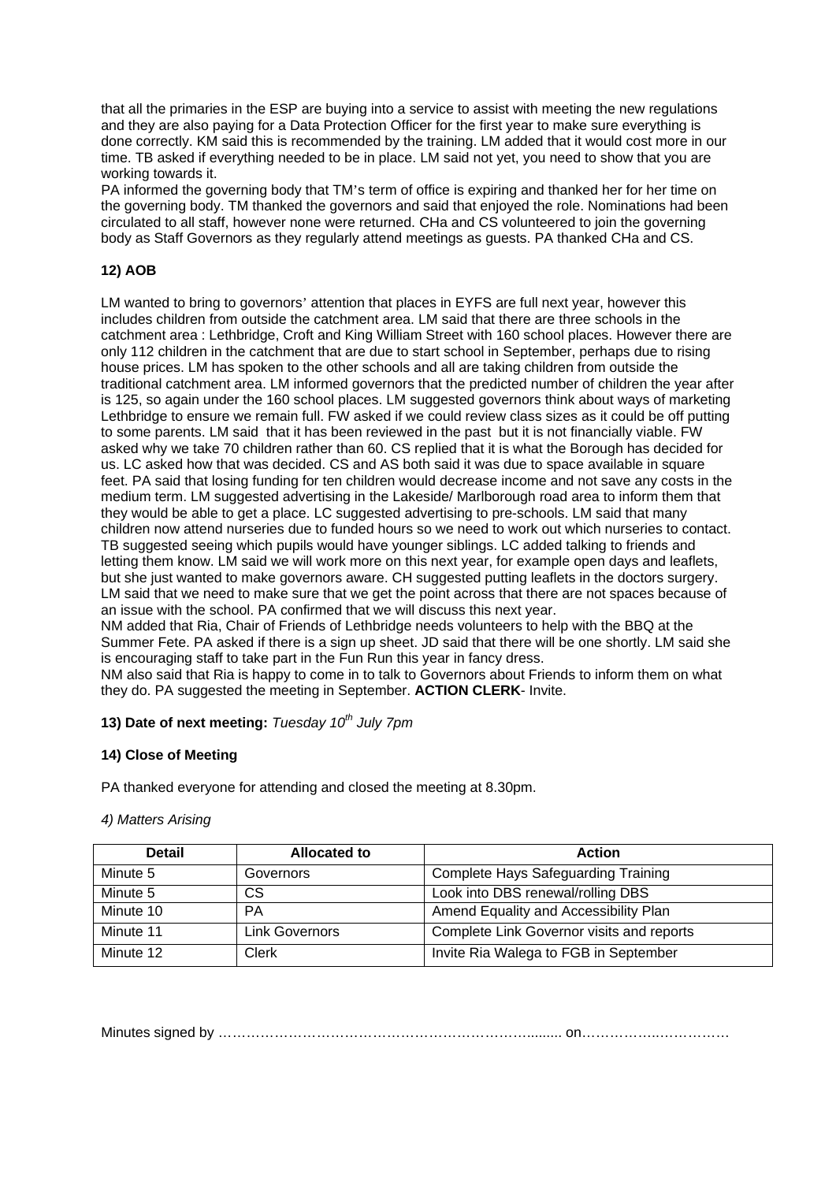that all the primaries in the ESP are buying into a service to assist with meeting the new regulations and they are also paying for a Data Protection Officer for the first year to make sure everything is done correctly. KM said this is recommended by the training. LM added that it would cost more in our time. TB asked if everything needed to be in place. LM said not yet, you need to show that you are working towards it.

PA informed the governing body that TM's term of office is expiring and thanked her for her time on the governing body. TM thanked the governors and said that enjoyed the role. Nominations had been circulated to all staff, however none were returned. CHa and CS volunteered to join the governing body as Staff Governors as they regularly attend meetings as guests. PA thanked CHa and CS.

**12) AOB**

LM wanted to bring to governors' attention that places in EYFS are full next year, however this includes children from outside the catchment area. LM said that there are three schools in the catchment area : Lethbridge, Croft and King William Street with 160 school places. However there are only 112 children in the catchment that are due to start school in September, perhaps due to rising house prices. LM has spoken to the other schools and all are taking children from outside the traditional catchment area. LM informed governors that the predicted number of children the year after is 125, so again under the 160 school places. LM suggested governors think about ways of marketing Lethbridge to ensure we remain full. FW asked if we could review class sizes as it could be off putting to some parents. LM said that it has been reviewed in the past but it is not financially viable. FW asked why we take 70 children rather than 60. CS replied that it is what the Borough has decided for us. LC asked how that was decided. CS and AS both said it was due to space available in square feet. PA said that losing funding for ten children would decrease income and not save any costs in the medium term. LM suggested advertising in the Lakeside/ Marlborough road area to inform them that they would be able to get a place. LC suggested advertising to pre-schools. LM said that many children now attend nurseries due to funded hours so we need to work out which nurseries to contact. TB suggested seeing which pupils would have younger siblings. LC added talking to friends and letting them know. LM said we will work more on this next year, for example open days and leaflets, but she just wanted to make governors aware. CH suggested putting leaflets in the doctors surgery. LM said that we need to make sure that we get the point across that there are not spaces because of an issue with the school. PA confirmed that we will discuss this next year.

NM added that Ria, Chair of Friends of Lethbridge needs volunteers to help with the BBQ at the Summer Fete. PA asked if there is a sign up sheet. JD said that there will be one shortly. LM said she is encouraging staff to take part in the Fun Run this year in fancy dress.

NM also said that Ria is happy to come in to talk to Governors about Friends to inform them on what they do. PA suggested the meeting in September. **ACTION CLERK**- Invite.

**13) Date of next meeting:** *Tuesday 10th July 7pm*

**14) Close of Meeting**

PA thanked everyone for attending and closed the meeting at 8.30pm.

*4) Matters Arising*

| Detail | Allocated to | Action |
|---|---|---|
| Minute 5 | Governors | Complete Hays Safeguarding Training |
| Minute 5 | CS | Look into DBS renewal/rolling DBS |
| Minute 10 | PA | Amend Equality and Accessibility Plan |
| Minute 11 | Link Governors | Complete Link Governor visits and reports |
| Minute 12 | Clerk | Invite Ria Walega to FGB in September |

Minutes signed by ……………………………………………………………......... on……………..……………